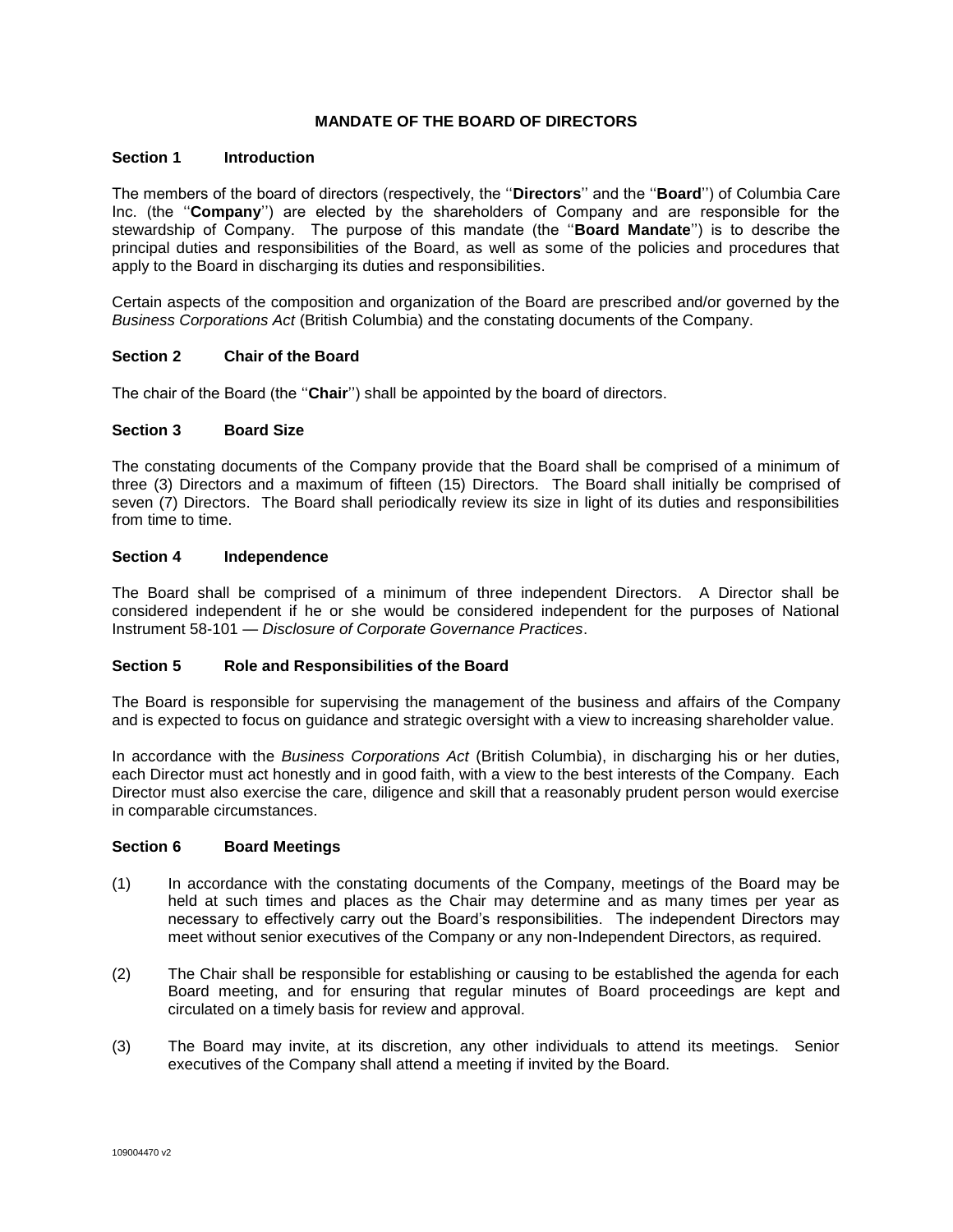# MANDATE OF THE BOARD OF DIRECTORS

## Section 1 Introduction

The members of the board of directors (respectively, the ''**Directors**'' and the ''**Board**'') of Columbia Care Inc. (the ''**Company**'') are elected by the shareholders of Company and are responsible for the stewardship of Company. The purpose of this mandate (the ''**Board Mandate**'') is to describe the principal duties and responsibilities of the Board, as well as some of the policies and procedures that apply to the Board in discharging its duties and responsibilities.

Certain aspects of the composition and organization of the Board are prescribed and/or governed by the *Business Corporations Act* (British Columbia) and the constating documents of the Company.

## Section 2 Chair of the Board

The chair of the Board (the ''**Chair**'') shall be appointed by the board of directors.

## Section 3 Board Size

The constating documents of the Company provide that the Board shall be comprised of a minimum of three (3) Directors and a maximum of fifteen (15) Directors. The Board shall initially be comprised of seven (7) Directors. The Board shall periodically review its size in light of its duties and responsibilities from time to time.

## Section 4 Independence

The Board shall be comprised of a minimum of three independent Directors. A Director shall be considered independent if he or she would be considered independent for the purposes of National Instrument 58-101 — *Disclosure of Corporate Governance Practices*.

## Section 5 Role and Responsibilities of the Board

The Board is responsible for supervising the management of the business and affairs of the Company and is expected to focus on guidance and strategic oversight with a view to increasing shareholder value.

In accordance with the *Business Corporations Act* (British Columbia), in discharging his or her duties, each Director must act honestly and in good faith, with a view to the best interests of the Company. Each Director must also exercise the care, diligence and skill that a reasonably prudent person would exercise in comparable circumstances.

## Section 6 Board Meetings

(1) In accordance with the constating documents of the Company, meetings of the Board may be held at such times and places as the Chair may determine and as many times per year as necessary to effectively carry out the Board's responsibilities. The independent Directors may meet without senior executives of the Company or any non-Independent Directors, as required.

(2) The Chair shall be responsible for establishing or causing to be established the agenda for each Board meeting, and for ensuring that regular minutes of Board proceedings are kept and circulated on a timely basis for review and approval.

(3) The Board may invite, at its discretion, any other individuals to attend its meetings. Senior executives of the Company shall attend a meeting if invited by the Board.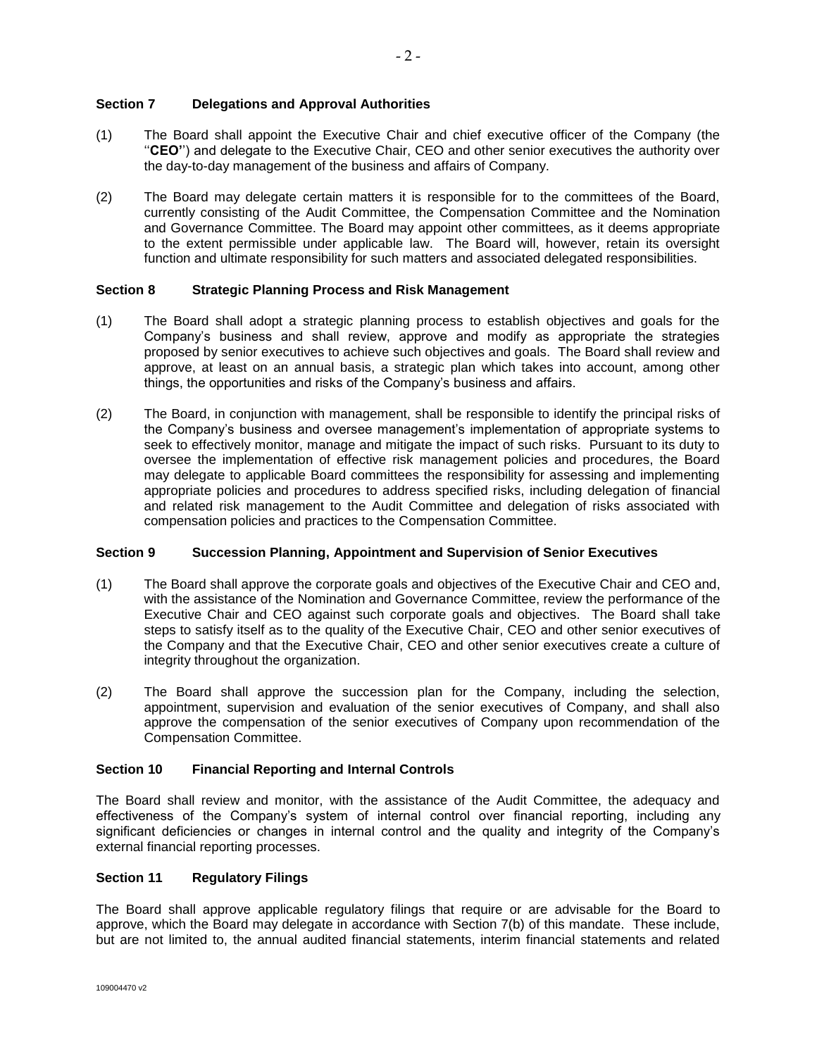### Section 7 Delegations and Approval Authorities

(1) The Board shall appoint the Executive Chair and chief executive officer of the Company (the ''**CEO**'') and delegate to the Executive Chair, CEO and other senior executives the authority over the day-to-day management of the business and affairs of Company.

(2) The Board may delegate certain matters it is responsible for to the committees of the Board, currently consisting of the Audit Committee, the Compensation Committee and the Nomination and Governance Committee. The Board may appoint other committees, as it deems appropriate to the extent permissible under applicable law. The Board will, however, retain its oversight function and ultimate responsibility for such matters and associated delegated responsibilities.

### Section 8 Strategic Planning Process and Risk Management

(1) The Board shall adopt a strategic planning process to establish objectives and goals for the Company's business and shall review, approve and modify as appropriate the strategies proposed by senior executives to achieve such objectives and goals. The Board shall review and approve, at least on an annual basis, a strategic plan which takes into account, among other things, the opportunities and risks of the Company's business and affairs.

(2) The Board, in conjunction with management, shall be responsible to identify the principal risks of the Company's business and oversee management's implementation of appropriate systems to seek to effectively monitor, manage and mitigate the impact of such risks. Pursuant to its duty to oversee the implementation of effective risk management policies and procedures, the Board may delegate to applicable Board committees the responsibility for assessing and implementing appropriate policies and procedures to address specified risks, including delegation of financial and related risk management to the Audit Committee and delegation of risks associated with compensation policies and practices to the Compensation Committee.

### Section 9 Succession Planning, Appointment and Supervision of Senior Executives

(1) The Board shall approve the corporate goals and objectives of the Executive Chair and CEO and, with the assistance of the Nomination and Governance Committee, review the performance of the Executive Chair and CEO against such corporate goals and objectives. The Board shall take steps to satisfy itself as to the quality of the Executive Chair, CEO and other senior executives of the Company and that the Executive Chair, CEO and other senior executives create a culture of integrity throughout the organization.

(2) The Board shall approve the succession plan for the Company, including the selection, appointment, supervision and evaluation of the senior executives of Company, and shall also approve the compensation of the senior executives of Company upon recommendation of the Compensation Committee.

### Section 10 Financial Reporting and Internal Controls

The Board shall review and monitor, with the assistance of the Audit Committee, the adequacy and effectiveness of the Company's system of internal control over financial reporting, including any significant deficiencies or changes in internal control and the quality and integrity of the Company's external financial reporting processes.

### Section 11 Regulatory Filings

The Board shall approve applicable regulatory filings that require or are advisable for the Board to approve, which the Board may delegate in accordance with Section 7(b) of this mandate. These include, but are not limited to, the annual audited financial statements, interim financial statements and related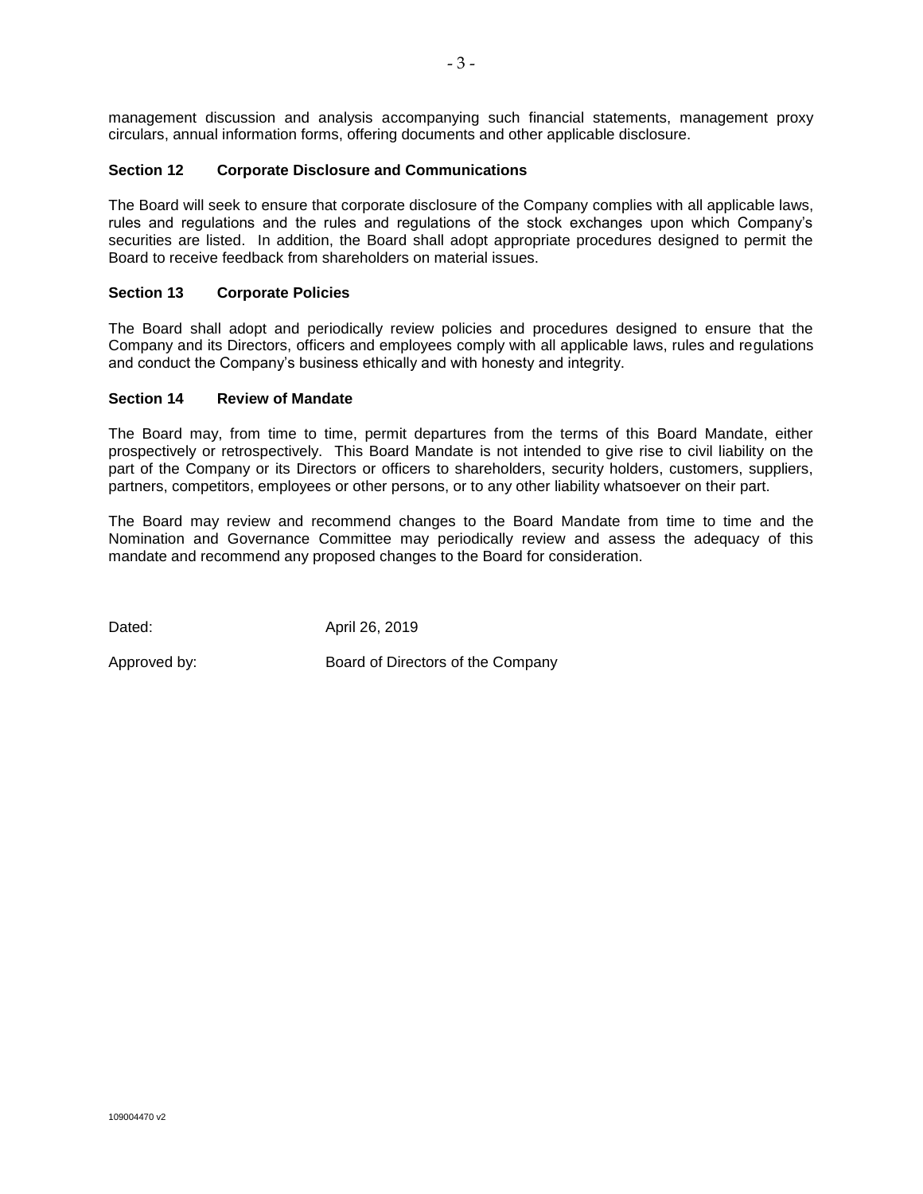management discussion and analysis accompanying such financial statements, management proxy circulars, annual information forms, offering documents and other applicable disclosure.

### Section 12 Corporate Disclosure and Communications

The Board will seek to ensure that corporate disclosure of the Company complies with all applicable laws, rules and regulations and the rules and regulations of the stock exchanges upon which Company's securities are listed. In addition, the Board shall adopt appropriate procedures designed to permit the Board to receive feedback from shareholders on material issues.

### Section 13 Corporate Policies

The Board shall adopt and periodically review policies and procedures designed to ensure that the Company and its Directors, officers and employees comply with all applicable laws, rules and regulations and conduct the Company's business ethically and with honesty and integrity.

### Section 14 Review of Mandate

The Board may, from time to time, permit departures from the terms of this Board Mandate, either prospectively or retrospectively. This Board Mandate is not intended to give rise to civil liability on the part of the Company or its Directors or officers to shareholders, security holders, customers, suppliers, partners, competitors, employees or other persons, or to any other liability whatsoever on their part.

The Board may review and recommend changes to the Board Mandate from time to time and the Nomination and Governance Committee may periodically review and assess the adequacy of this mandate and recommend any proposed changes to the Board for consideration.

Dated: April 26, 2019

Approved by: Board of Directors of the Company

109004470 v2